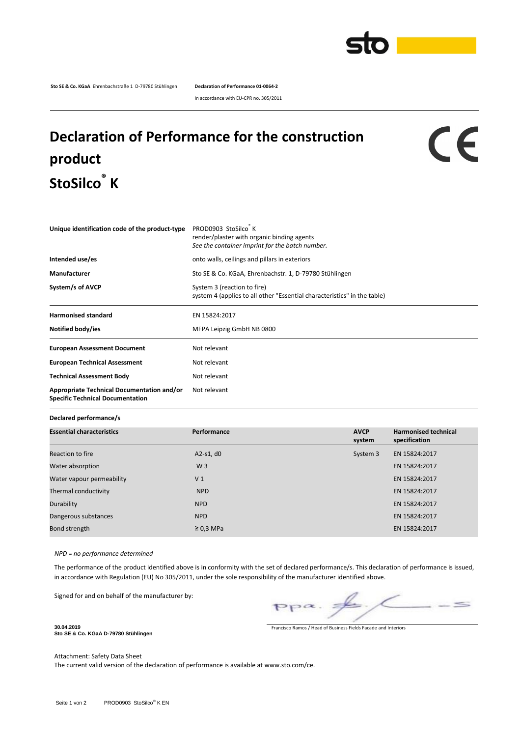**Sto SE & Co. KGaA** Ehrenbachstraße 1 D-79780 Stühlingen **Declaration of Performance 01-0064-2**

In accordance with EU-CPR no. 305/2011

# Declaration of Performance for the construction product StoSilco® K

| | |
|---|---|
| **Unique identification code of the product-type** | PROD0903 StoSilco® K<br>render/plaster with organic binding agents<br>*See the container imprint for the batch number.* |
| **Intended use/es** | onto walls, ceilings and pillars in exteriors |
| **Manufacturer** | Sto SE & Co. KGaA, Ehrenbachstr. 1, D-79780 Stühlingen |
| **System/s of AVCP** | System 3 (reaction to fire)<br>system 4 (applies to all other "Essential characteristics" in the table) |
| **Harmonised standard** | EN 15824:2017 |
| **Notified body/ies** | MFPA Leipzig GmbH NB 0800 |
| **European Assessment Document** | Not relevant |
| **European Technical Assessment** | Not relevant |
| **Technical Assessment Body** | Not relevant |
| **Appropriate Technical Documentation and/or Specific Technical Documentation** | Not relevant |

**Declared performance/s**

| Essential characteristics | Performance | AVCP system | Harmonised technical specification |
|---|---|---|---|
| Reaction to fire | A2-s1, d0 | System 3 | EN 15824:2017 |
| Water absorption | W 3 | | EN 15824:2017 |
| Water vapour permeability | V 1 | | EN 15824:2017 |
| Thermal conductivity | NPD | | EN 15824:2017 |
| Durability | NPD | | EN 15824:2017 |
| Dangerous substances | NPD | | EN 15824:2017 |
| Bond strength | ≥ 0,3 MPa | | EN 15824:2017 |

*NPD = no performance determined*

The performance of the product identified above is in conformity with the set of declared performance/s. This declaration of performance is issued, in accordance with Regulation (EU) No 305/2011, under the sole responsibility of the manufacturer identified above.

Signed for and on behalf of the manufacturer by:

ppa.

**30.04.2019**
**Sto SE & Co. KGaA D-79780 Stühlingen**

Francisco Ramos / Head of Business Fields Facade and Interiors

Attachment: Safety Data Sheet
The current valid version of the declaration of performance is available at www.sto.com/ce.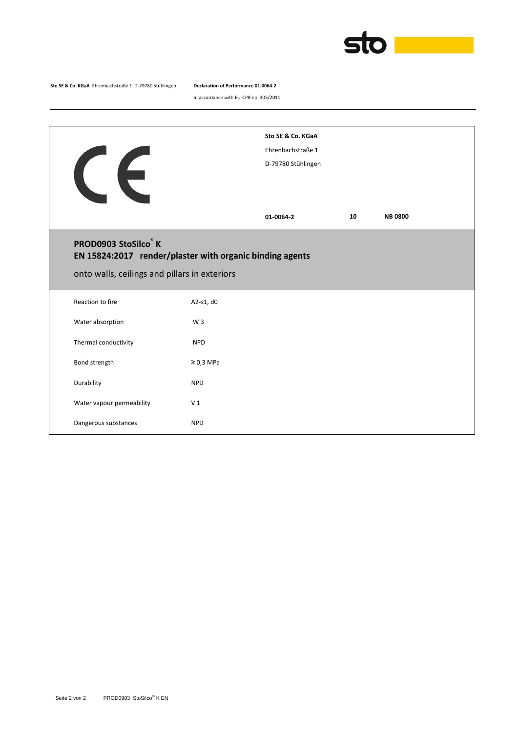**Sto SE & Co. KGaA** Ehrenbachstraße 1 D-79780 Stühlingen **Declaration of Performance 01-0064-2**

In accordance with EU-CPR no. 305/2011

---

CE

**Sto SE & Co. KGaA**
Ehrenbachstraße 1
D-79780 Stühlingen

**01-0064-2** **10** **NB 0800**

## PROD0903 StoSilco® K
## EN 15824:2017 render/plaster with organic binding agents

onto walls, ceilings and pillars in exteriors

| | |
|---|---|
| Reaction to fire | A2-s1, d0 |
| Water absorption | W 3 |
| Thermal conductivity | NPD |
| Bond strength | ≥ 0,3 MPa |
| Durability | NPD |
| Water vapour permeability | V 1 |
| Dangerous substances | NPD |